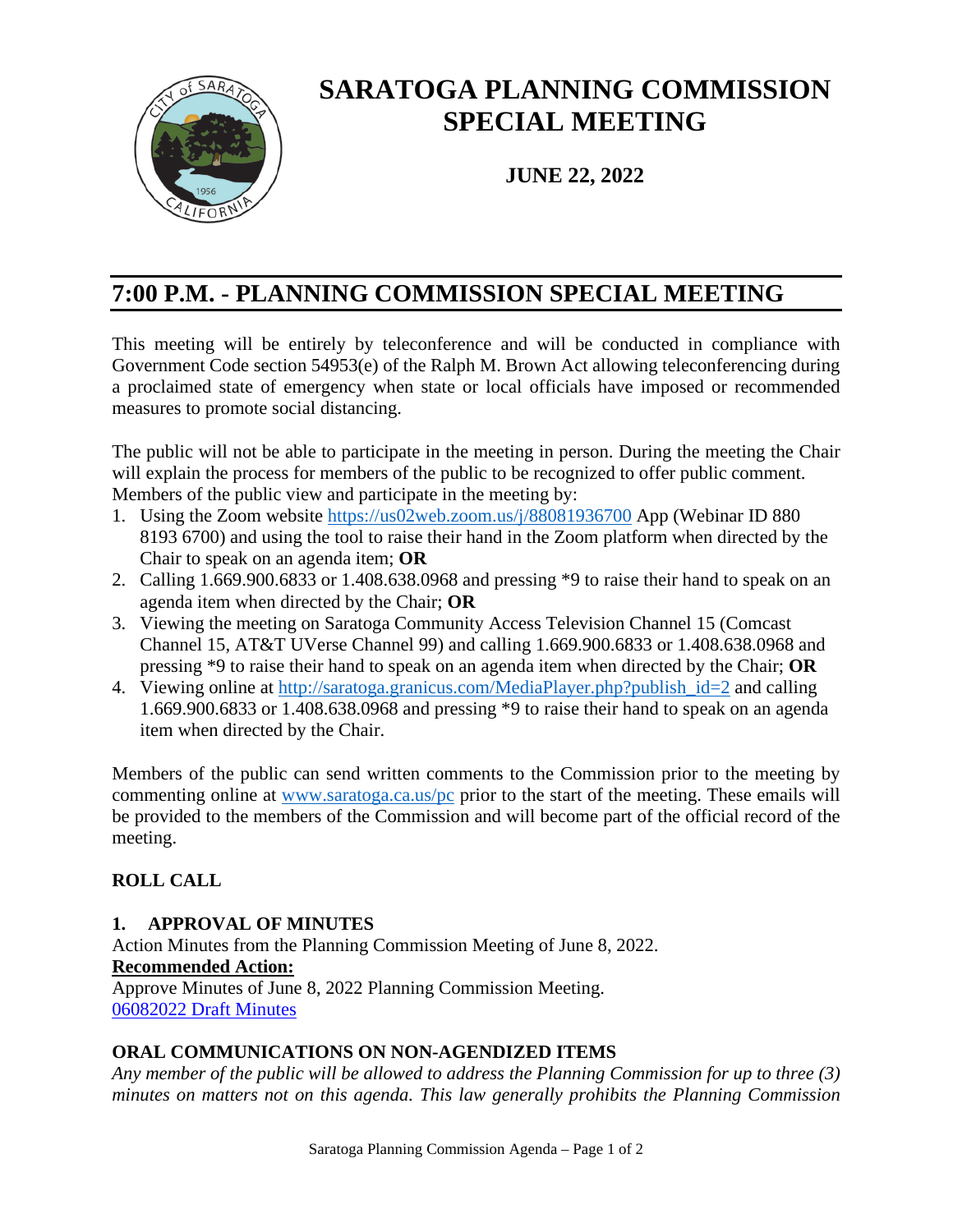# SARATOGA PLANNING COMMISSION SPECIAL MEETING

**JUNE 22, 2022**

## 7:00 P.M. - PLANNING COMMISSION SPECIAL MEETING

This meeting will be entirely by teleconference and will be conducted in compliance with Government Code section 54953(e) of the Ralph M. Brown Act allowing teleconferencing during a proclaimed state of emergency when state or local officials have imposed or recommended measures to promote social distancing.

The public will not be able to participate in the meeting in person. During the meeting the Chair will explain the process for members of the public to be recognized to offer public comment. Members of the public view and participate in the meeting by:

1. Using the Zoom website [https://us02web.zoom.us/j/88081936700](https://us02web.zoom.us/j/88081936700) App (Webinar ID 880 8193 6700) and using the tool to raise their hand in the Zoom platform when directed by the Chair to speak on an agenda item; **OR**
2. Calling 1.669.900.6833 or 1.408.638.0968 and pressing *9 to raise their hand to speak on an agenda item when directed by the Chair; **OR**
3. Viewing the meeting on Saratoga Community Access Television Channel 15 (Comcast Channel 15, AT&T UVerse Channel 99) and calling 1.669.900.6833 or 1.408.638.0968 and pressing *9 to raise their hand to speak on an agenda item when directed by the Chair; **OR**
4. Viewing online at [http://saratoga.granicus.com/MediaPlayer.php?publish_id=2](http://saratoga.granicus.com/MediaPlayer.php?publish_id=2) and calling 1.669.900.6833 or 1.408.638.0968 and pressing *9 to raise their hand to speak on an agenda item when directed by the Chair.

Members of the public can send written comments to the Commission prior to the meeting by commenting online at [www.saratoga.ca.us/pc](www.saratoga.ca.us/pc) prior to the start of the meeting. These emails will be provided to the members of the Commission and will become part of the official record of the meeting.

### ROLL CALL

### 1. APPROVAL OF MINUTES

Action Minutes from the Planning Commission Meeting of June 8, 2022.

**Recommended Action:**

Approve Minutes of June 8, 2022 Planning Commission Meeting.

[06082022 Draft Minutes]()

### ORAL COMMUNICATIONS ON NON-AGENDIZED ITEMS

*Any member of the public will be allowed to address the Planning Commission for up to three (3) minutes on matters not on this agenda. This law generally prohibits the Planning Commission*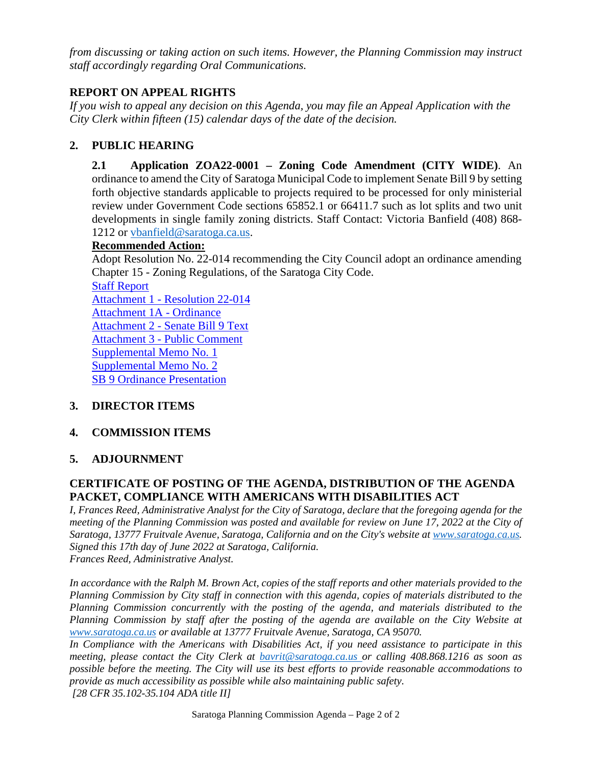*from discussing or taking action on such items. However, the Planning Commission may instruct staff accordingly regarding Oral Communications.*

## REPORT ON APPEAL RIGHTS

*If you wish to appeal any decision on this Agenda, you may file an Appeal Application with the City Clerk within fifteen (15) calendar days of the date of the decision.*

## 2. PUBLIC HEARING

**2.1 Application ZOA22-0001 – Zoning Code Amendment (CITY WIDE)**. An ordinance to amend the City of Saratoga Municipal Code to implement Senate Bill 9 by setting forth objective standards applicable to projects required to be processed for only ministerial review under Government Code sections 65852.1 or 66411.7 such as lot splits and two unit developments in single family zoning districts. Staff Contact: Victoria Banfield (408) 868-1212 or vbanfield@saratoga.ca.us.

**Recommended Action:**

Adopt Resolution No. 22-014 recommending the City Council adopt an ordinance amending Chapter 15 - Zoning Regulations, of the Saratoga City Code.

Staff Report
Attachment 1 - Resolution 22-014
Attachment 1A - Ordinance
Attachment 2 - Senate Bill 9 Text
Attachment 3 - Public Comment
Supplemental Memo No. 1
Supplemental Memo No. 2
SB 9 Ordinance Presentation

## 3. DIRECTOR ITEMS

## 4. COMMISSION ITEMS

## 5. ADJOURNMENT

## CERTIFICATE OF POSTING OF THE AGENDA, DISTRIBUTION OF THE AGENDA PACKET, COMPLIANCE WITH AMERICANS WITH DISABILITIES ACT

*I, Frances Reed, Administrative Analyst for the City of Saratoga, declare that the foregoing agenda for the meeting of the Planning Commission was posted and available for review on June 17, 2022 at the City of Saratoga, 13777 Fruitvale Avenue, Saratoga, California and on the City's website at www.saratoga.ca.us.*
*Signed this 17th day of June 2022 at Saratoga, California.*
*Frances Reed, Administrative Analyst.*

*In accordance with the Ralph M. Brown Act, copies of the staff reports and other materials provided to the Planning Commission by City staff in connection with this agenda, copies of materials distributed to the Planning Commission concurrently with the posting of the agenda, and materials distributed to the Planning Commission by staff after the posting of the agenda are available on the City Website at www.saratoga.ca.us or available at 13777 Fruitvale Avenue, Saratoga, CA 95070.*
*In Compliance with the Americans with Disabilities Act, if you need assistance to participate in this meeting, please contact the City Clerk at bavrit@saratoga.ca.us or calling 408.868.1216 as soon as possible before the meeting. The City will use its best efforts to provide reasonable accommodations to provide as much accessibility as possible while also maintaining public safety.*
*[28 CFR 35.102-35.104 ADA title II]*